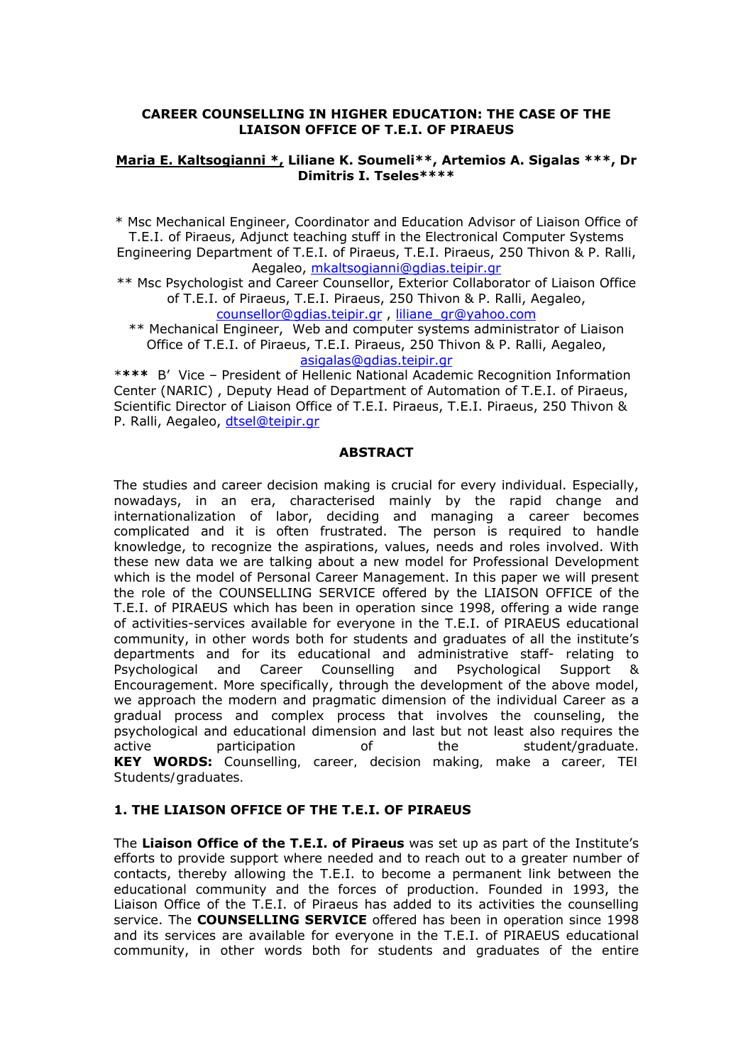# CAREER COUNSELLING IN HIGHER EDUCATION: THE CASE OF THE LIAISON OFFICE OF T.E.I. OF PIRAEUS

**<u>Maria E. Kaltsogianni *,</u> Liliane K. Soumeli**, Artemios A. Sigalas ***, Dr Dimitris I. Tseles******

* Msc Mechanical Engineer, Coordinator and Education Advisor of Liaison Office of T.E.I. of Piraeus, Adjunct teaching stuff in the Electronical Computer Systems Engineering Department of T.E.I. of Piraeus, T.E.I. Piraeus, 250 Thivon & P. Ralli, Aegaleo, mkaltsogianni@gdias.teipir.gr

** Msc Psychologist and Career Counsellor, Exterior Collaborator of Liaison Office of T.E.I. of Piraeus, T.E.I. Piraeus, 250 Thivon & P. Ralli, Aegaleo, counsellor@gdias.teipir.gr , liliane_gr@yahoo.com

** Mechanical Engineer, Web and computer systems administrator of Liaison Office of T.E.I. of Piraeus, T.E.I. Piraeus, 250 Thivon & P. Ralli, Aegaleo, asigalas@gdias.teipir.gr

**** B' Vice – President of Hellenic National Academic Recognition Information Center (NARIC) , Deputy Head of Department of Automation of T.E.I. of Piraeus, Scientific Director of Liaison Office of T.E.I. Piraeus, T.E.I. Piraeus, 250 Thivon & P. Ralli, Aegaleo, dtsel@teipir.gr

## ABSTRACT

The studies and career decision making is crucial for every individual. Especially, nowadays, in an era, characterised mainly by the rapid change and internationalization of labor, deciding and managing a career becomes complicated and it is often frustrated. The person is required to handle knowledge, to recognize the aspirations, values, needs and roles involved. With these new data we are talking about a new model for Professional Development which is the model of Personal Career Management. In this paper we will present the role of the COUNSELLING SERVICE offered by the LIAISON OFFICE of the T.E.I. of PIRAEUS which has been in operation since 1998, offering a wide range of activities-services available for everyone in the T.E.I. of PIRAEUS educational community, in other words both for students and graduates of all the institute's departments and for its educational and administrative staff- relating to Psychological and Career Counselling and Psychological Support & Encouragement. More specifically, through the development of the above model, we approach the modern and pragmatic dimension of the individual Career as a gradual process and complex process that involves the counseling, the psychological and educational dimension and last but not least also requires the active participation of the student/graduate.
**KEY WORDS:** Counselling, career, decision making, make a career, TEI Students/graduates.

## 1. THE LIAISON OFFICE OF THE T.E.I. OF PIRAEUS

The **Liaison Office of the T.E.I. of Piraeus** was set up as part of the Institute's efforts to provide support where needed and to reach out to a greater number of contacts, thereby allowing the T.E.I. to become a permanent link between the educational community and the forces of production. Founded in 1993, the Liaison Office of the T.E.I. of Piraeus has added to its activities the counselling service. The **COUNSELLING SERVICE** offered has been in operation since 1998 and its services are available for everyone in the T.E.I. of PIRAEUS educational community, in other words both for students and graduates of the entire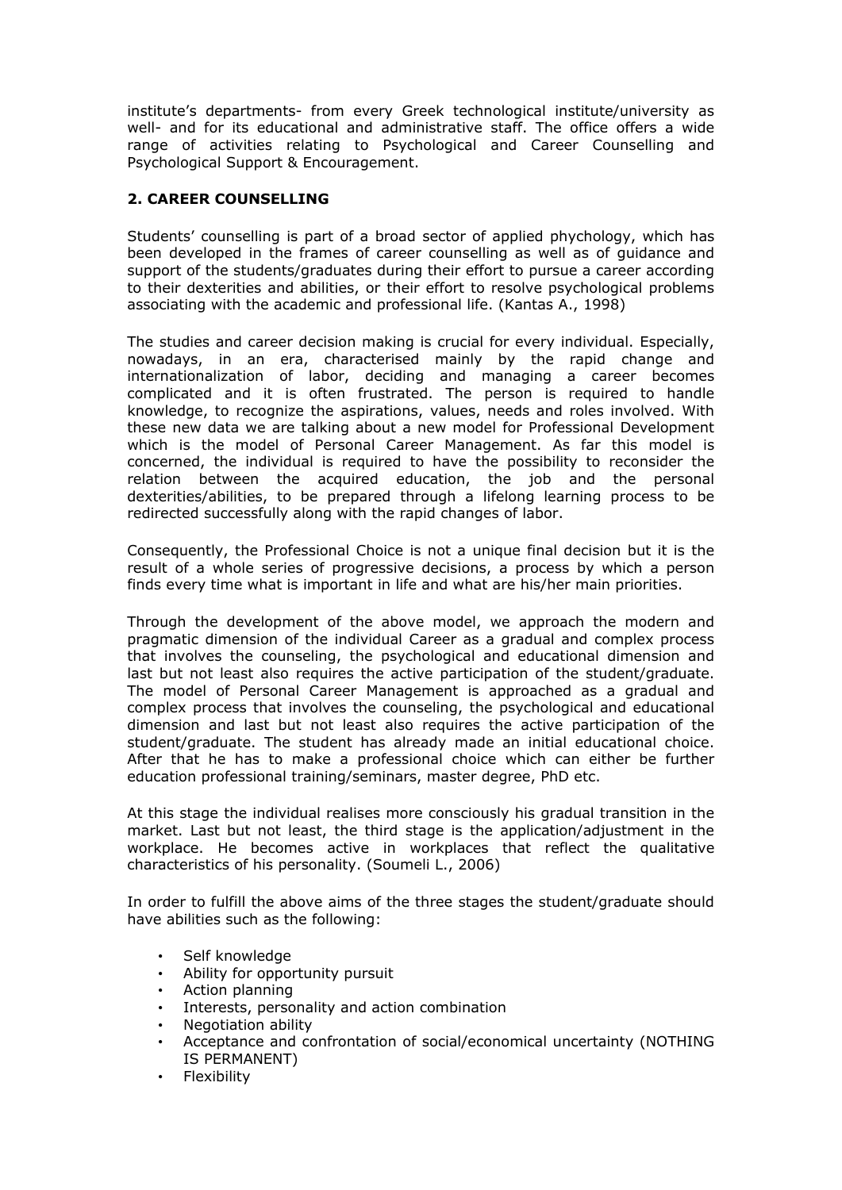institute's departments- from every Greek technological institute/university as well- and for its educational and administrative staff. The office offers a wide range of activities relating to Psychological and Career Counselling and Psychological Support & Encouragement.

## 2. CAREER COUNSELLING

Students' counselling is part of a broad sector of applied phychology, which has been developed in the frames of career counselling as well as of guidance and support of the students/graduates during their effort to pursue a career according to their dexterities and abilities, or their effort to resolve psychological problems associating with the academic and professional life. (Kantas A., 1998)

The studies and career decision making is crucial for every individual. Especially, nowadays, in an era, characterised mainly by the rapid change and internationalization of labor, deciding and managing a career becomes complicated and it is often frustrated. The person is required to handle knowledge, to recognize the aspirations, values, needs and roles involved. With these new data we are talking about a new model for Professional Development which is the model of Personal Career Management. As far this model is concerned, the individual is required to have the possibility to reconsider the relation between the acquired education, the job and the personal dexterities/abilities, to be prepared through a lifelong learning process to be redirected successfully along with the rapid changes of labor.

Consequently, the Professional Choice is not a unique final decision but it is the result of a whole series of progressive decisions, a process by which a person finds every time what is important in life and what are his/her main priorities.

Through the development of the above model, we approach the modern and pragmatic dimension of the individual Career as a gradual and complex process that involves the counseling, the psychological and educational dimension and last but not least also requires the active participation of the student/graduate. The model of Personal Career Management is approached as a gradual and complex process that involves the counseling, the psychological and educational dimension and last but not least also requires the active participation of the student/graduate. The student has already made an initial educational choice. After that he has to make a professional choice which can either be further education professional training/seminars, master degree, PhD etc.

At this stage the individual realises more consciously his gradual transition in the market. Last but not least, the third stage is the application/adjustment in the workplace. He becomes active in workplaces that reflect the qualitative characteristics of his personality. (Soumeli L., 2006)

In order to fulfill the above aims of the three stages the student/graduate should have abilities such as the following:

- Self knowledge
- Ability for opportunity pursuit
- Action planning
- Interests, personality and action combination
- Negotiation ability
- Acceptance and confrontation of social/economical uncertainty (NOTHING IS PERMANENT)
- Flexibility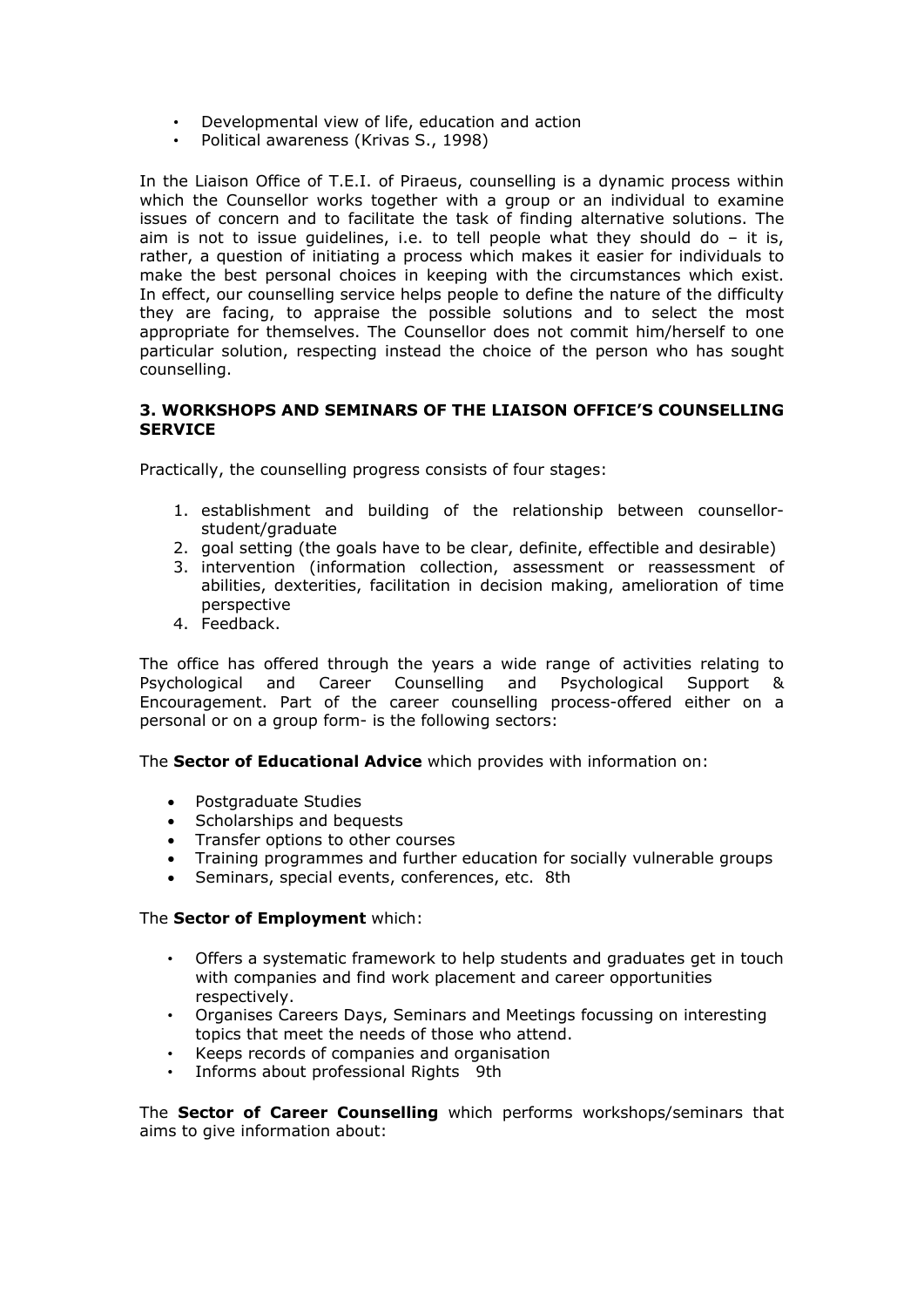- Developmental view of life, education and action
- Political awareness (Krivas S., 1998)

In the Liaison Office of T.E.I. of Piraeus, counselling is a dynamic process within which the Counsellor works together with a group or an individual to examine issues of concern and to facilitate the task of finding alternative solutions. The aim is not to issue guidelines, i.e. to tell people what they should do – it is, rather, a question of initiating a process which makes it easier for individuals to make the best personal choices in keeping with the circumstances which exist. In effect, our counselling service helps people to define the nature of the difficulty they are facing, to appraise the possible solutions and to select the most appropriate for themselves. The Counsellor does not commit him/herself to one particular solution, respecting instead the choice of the person who has sought counselling.

### 3. WORKSHOPS AND SEMINARS OF THE LIAISON OFFICE'S COUNSELLING SERVICE

Practically, the counselling progress consists of four stages:

1. establishment and building of the relationship between counsellor-student/graduate
2. goal setting (the goals have to be clear, definite, effectible and desirable)
3. intervention (information collection, assessment or reassessment of abilities, dexterities, facilitation in decision making, amelioration of time perspective
4. Feedback.

The office has offered through the years a wide range of activities relating to Psychological and Career Counselling and Psychological Support & Encouragement. Part of the career counselling process-offered either on a personal or on a group form- is the following sectors:

The **Sector of Educational Advice** which provides with information on:

- Postgraduate Studies
- Scholarships and bequests
- Transfer options to other courses
- Training programmes and further education for socially vulnerable groups
- Seminars, special events, conferences, etc. 8th

The **Sector of Employment** which:

- Offers a systematic framework to help students and graduates get in touch with companies and find work placement and career opportunities respectively.
- Organises Careers Days, Seminars and Meetings focussing on interesting topics that meet the needs of those who attend.
- Keeps records of companies and organisation
- Informs about professional Rights 9th

The **Sector of Career Counselling** which performs workshops/seminars that aims to give information about: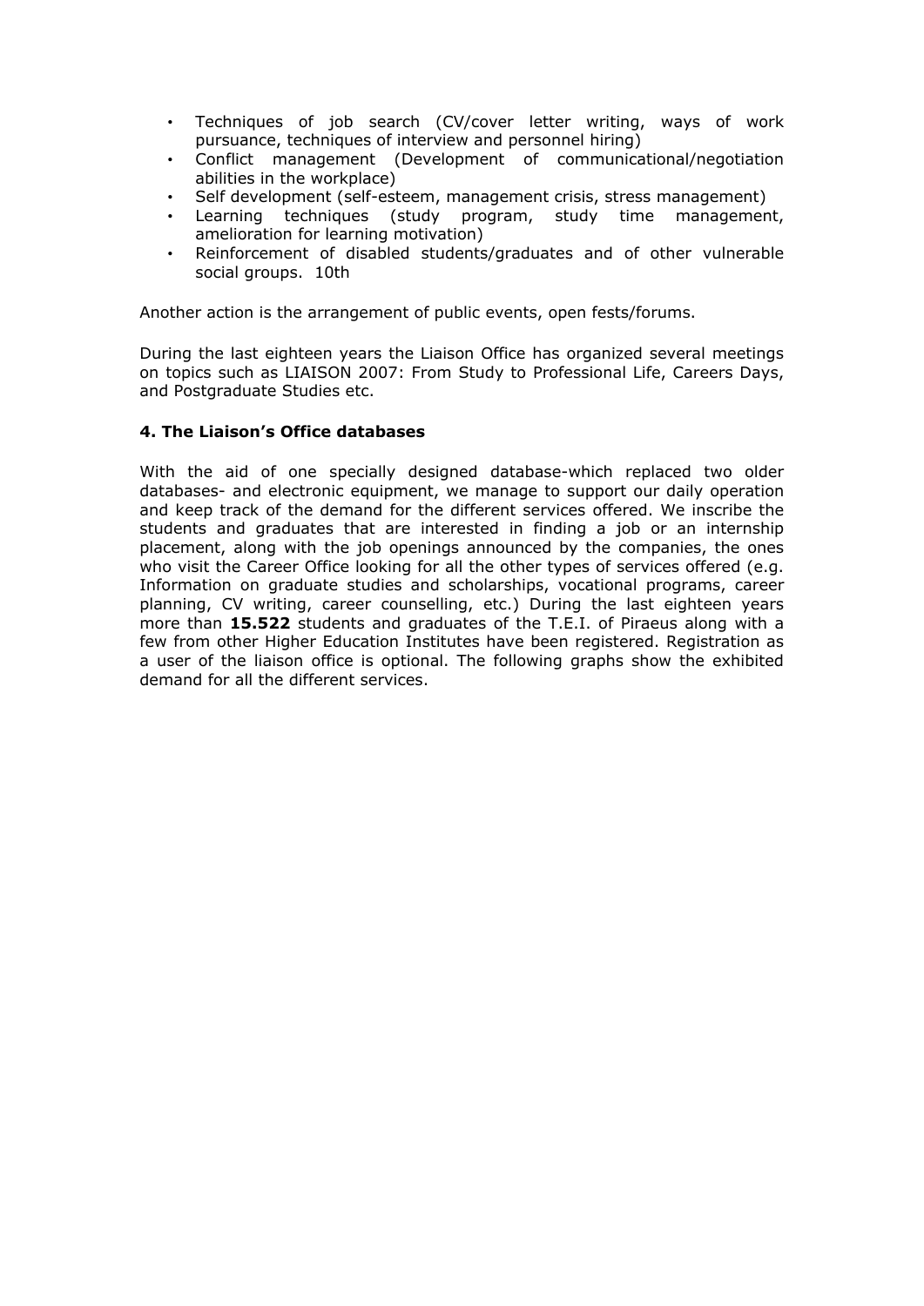- Techniques of job search (CV/cover letter writing, ways of work pursuance, techniques of interview and personnel hiring)
- Conflict management (Development of communicational/negotiation abilities in the workplace)
- Self development (self-esteem, management crisis, stress management)
- Learning techniques (study program, study time management, amelioration for learning motivation)
- Reinforcement of disabled students/graduates and of other vulnerable social groups. 10th

Another action is the arrangement of public events, open fests/forums.

During the last eighteen years the Liaison Office has organized several meetings on topics such as LIAISON 2007: From Study to Professional Life, Careers Days, and Postgraduate Studies etc.

#### 4. The Liaison's Office databases

With the aid of one specially designed database-which replaced two older databases- and electronic equipment, we manage to support our daily operation and keep track of the demand for the different services offered. We inscribe the students and graduates that are interested in finding a job or an internship placement, along with the job openings announced by the companies, the ones who visit the Career Office looking for all the other types of services offered (e.g. Information on graduate studies and scholarships, vocational programs, career planning, CV writing, career counselling, etc.) During the last eighteen years more than **15.522** students and graduates of the T.E.I. of Piraeus along with a few from other Higher Education Institutes have been registered. Registration as a user of the liaison office is optional. The following graphs show the exhibited demand for all the different services.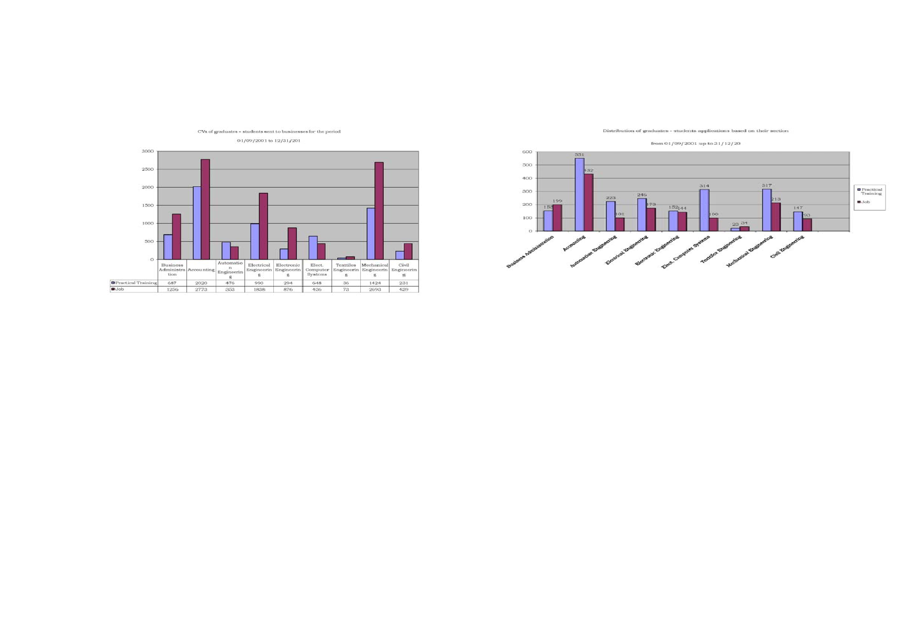CVs of graduates - students sent to businesses for the period

01/09/2001 to 12/31/201

| | Business Administration | Accounting | Automation Engineering | Electrical Engineering | Electronic Engineering | Elect. Computer Systems | Texttiles Engineering | Mechanical Engineering | Civil Engineering |
|---|---|---|---|---|---|---|---|---|---|
| Practical Training | 687 | 2020 | 476 | 990 | 294 | 648 | 36 | 1424 | 231 |
| Job | 1256 | 2773 | 353 | 1838 | 876 | 436 | 73 | 2693 | 439 |

Distribution of graduates - students applications based on their section

from 01/09/2001 up to 31/12/20

| | Business Administration | Accounting | Automation Engineering | Electrical Engineering | Electronic Engineering | Elect. Computer Systems | Textiles Engineering | Mechanical Engineering | Civil Engineering |
|---|---|---|---|---|---|---|---|---|---|
| Practical Training | 155 | 551 | 223 | 246 | 152 | 314 | 23 | 317 | 147 |
| Job | 199 | 432 | 101 | 173 | 144 | 100 | 34 | 213 | 93 |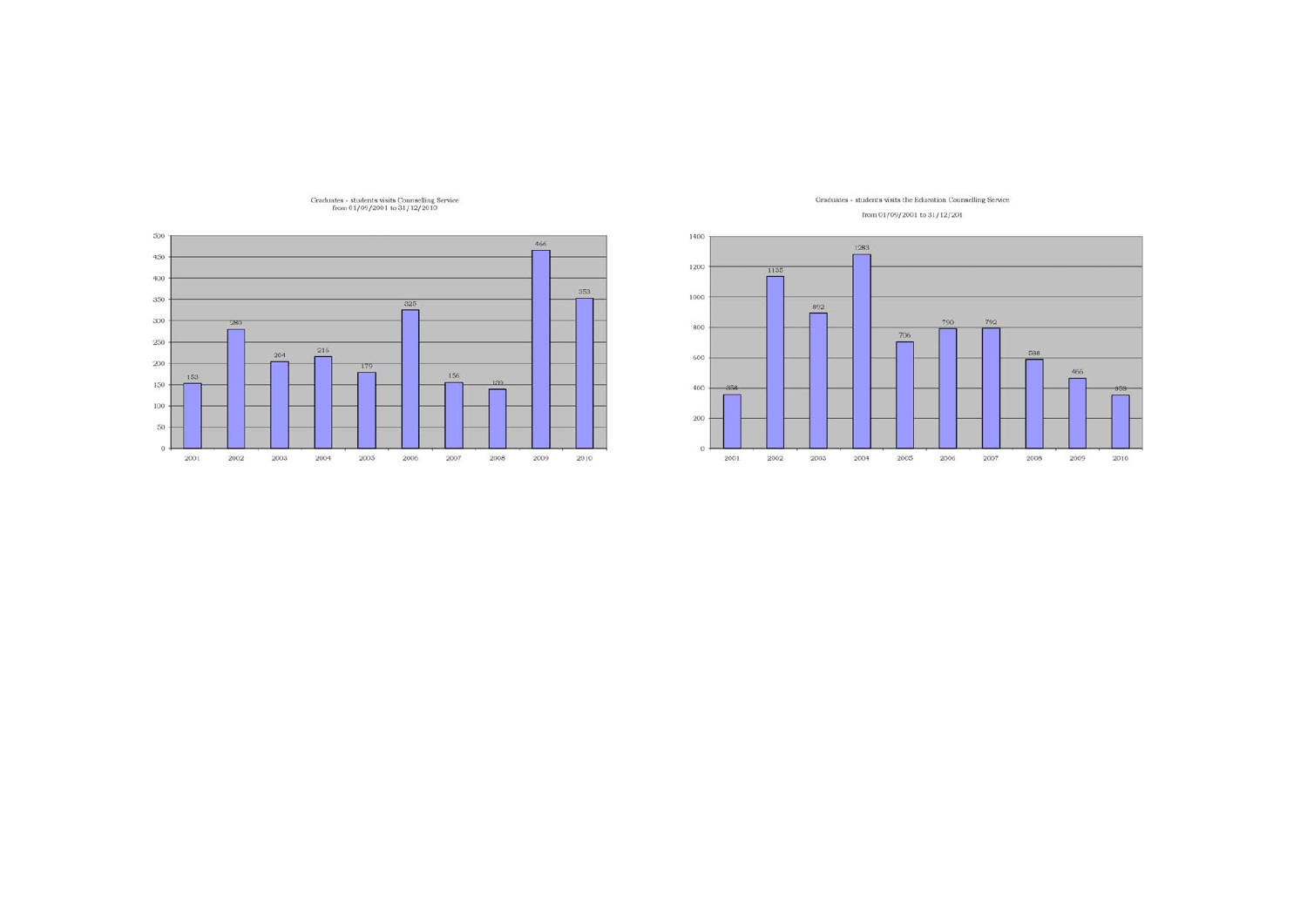Graduates - students visits Counselling Service
from 01/09/2001 to 31/12/2010

| Year | Visits |
|---|---|
| 2001 | 153 |
| 2002 | 280 |
| 2003 | 204 |
| 2004 | 216 |
| 2005 | 179 |
| 2006 | 325 |
| 2007 | 156 |
| 2008 | 139 |
| 2009 | 466 |
| 2010 | 353 |

Graduates - students visits the Education Counselling Service

from 01/09/2001 to 31/12/201

| Year | Visits |
|---|---|
| 2001 | 358 |
| 2002 | 1135 |
| 2003 | 892 |
| 2004 | 1283 |
| 2005 | 706 |
| 2006 | 790 |
| 2007 | 792 |
| 2008 | 588 |
| 2009 | 466 |
| 2010 | 353 |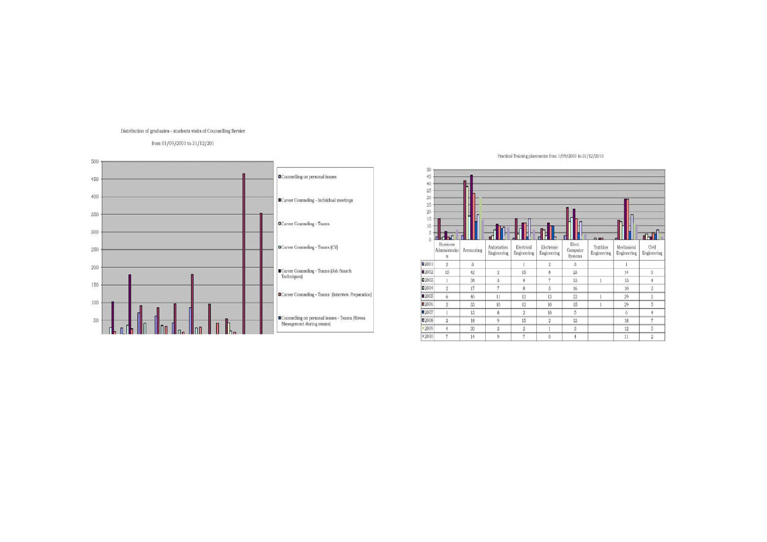Distribution of graduates - students visits of Counselling Service

from 01/09/2001 to 31/12/201

- Counselling on personal issues
- Career Counseling - Individual meetings
- Career Counseling - Teams
- Career Counseling - Teams (CV)
- Career Counseling - Teams (Job Search Techniques)
- Career Counseling - Teams (Interview Preparation)
- Counselling on personal issues - Teams (Stress Management during exams)

Practical Training placements from 1/09/2001 to 31/12/2010

| | Business Administration | Accounting | Automation Engineering | Electrical Engineering | Electronic Engineering | Elect. Computer Systems | Textiles Engineering | Mechanical Engineering | Civil Engineering |
|---|---|---|---|---|---|---|---|---|---|
| 2001 | 2 | 3 | | 1 | 2 | 3 | | 1 | |
| 2002 | 15 | 42 | 2 | 15 | 8 | 23 | | 14 | 3 |
| 2003 | 1 | 38 | 3 | 4 | 7 | 13 | 1 | 13 | 4 |
| 2004 | 2 | 17 | 7 | 8 | 3 | 16 | | 10 | 2 |
| 2005 | 6 | 46 | 11 | 12 | 12 | 22 | 1 | 29 | 2 |
| 2006 | 2 | 33 | 10 | 12 | 10 | 15 | 1 | 29 | 5 |
| 2007 | 1 | 13 | 8 | 2 | 10 | 5 | | 6 | 4 |
| 2008 | 3 | 18 | 9 | 15 | 2 | 13 | | 18 | 7 |
| 2009 | 4 | 30 | 3 | 2 | 1 | 3 | | 12 | 5 |
| 2010 | 7 | 14 | 9 | 7 | 0 | 4 | | 11 | 2 |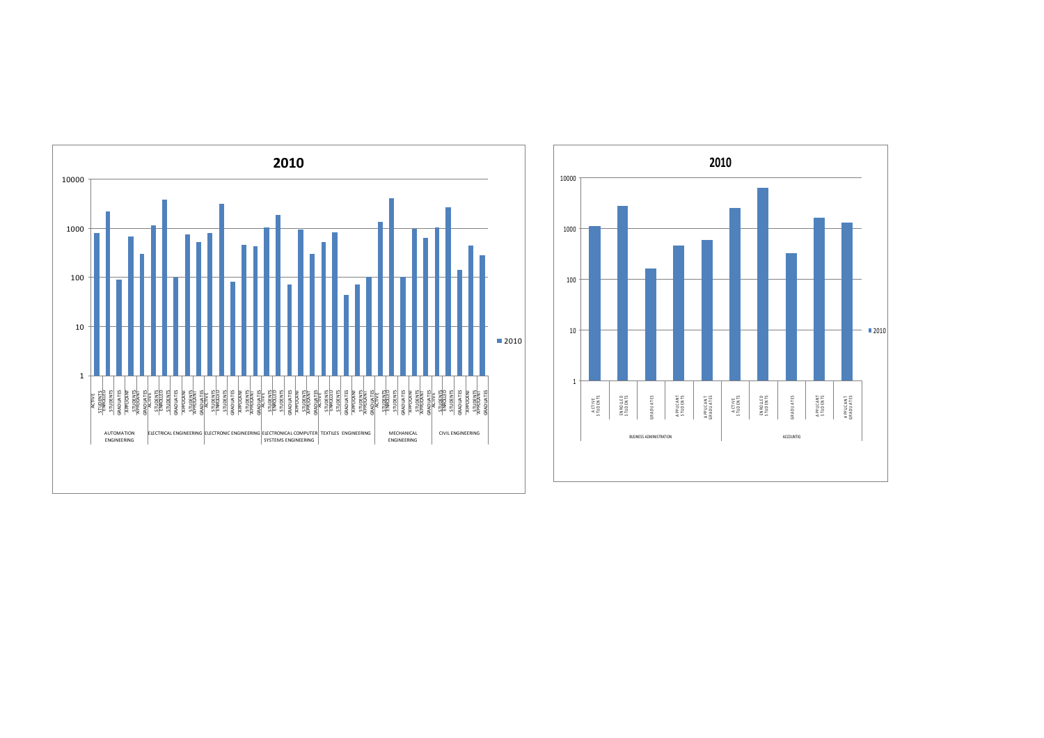**2010**

| | | 2010 |
|---|---|---|
| AUTOMATION ENGINEERING | ACTIVE STUDENTS | 800 |
| | ENROLLED STUDENTS | 2200 |
| | GRADUATES | 90 |
| | APPLICANT STUDENTS | 680 |
| | APPLICANT GRADUATES | 300 |
| ELECTRICAL ENGINEERING | ACTIVE STUDENTS | 1150 |
| | ENROLLED STUDENTS | 3800 |
| | GRADUATES | 100 |
| | APPLICANT STUDENTS | 750 |
| | APPLICANT GRADUATES | 520 |
| ELECTRONIC ENGINEERING | ACTIVE STUDENTS | 800 |
| | ENROLLED STUDENTS | 3100 |
| | GRADUATES | 80 |
| | APPLICANT STUDENTS | 460 |
| | APPLICANT GRADUATES | 430 |
| ELECTRONICAL COMPUTER SYSTEMS ENGINEERING | ACTIVE STUDENTS | 1050 |
| | ENROLLED STUDENTS | 1850 |
| | GRADUATES | 70 |
| | APPLICANT STUDENTS | 950 |
| | APPLICANT GRADUATES | 300 |
| TEXTILES ENGINEERING | ACTIVE STUDENTS | 520 |
| | ENROLLED STUDENTS | 830 |
| | GRADUATES | 43 |
| | APPLICANT STUDENTS | 70 |
| | APPLICANT GRADUATES | 100 |
| MECHANICAL ENGINEERING | ACTIVE STUDENTS | 1350 |
| | ENROLLED STUDENTS | 4100 |
| | GRADUATES | 100 |
| | APPLICANT STUDENTS | 980 |
| | APPLICANT GRADUATES | 630 |
| CIVIL ENGINEERING | ACTIVE STUDENTS | 1050 |
| | ENROLLED STUDENTS | 2650 |
| | GRADUATES | 140 |
| | APPLICANT STUDENTS | 440 |
| | APPLICANT GRADUATES | 280 |

**2010**

| | | 2010 |
|---|---|---|
| BUSINESS ADMINISTRATION | ACTIVE STUDENTS | 1100 |
| | ENROLLED STUDENTS | 2800 |
| | GRADUATES | 160 |
| | APPLICANT STUDENTS | 460 |
| | APPLICANT GRADUATES | 590 |
| ACCOUNTIG | ACTIVE STUDENTS | 2500 |
| | ENROLLED STUDENTS | 6200 |
| | GRADUATES | 320 |
| | APPLICANT STUDENTS | 1600 |
| | APPLICANT GRADUATES | 1300 |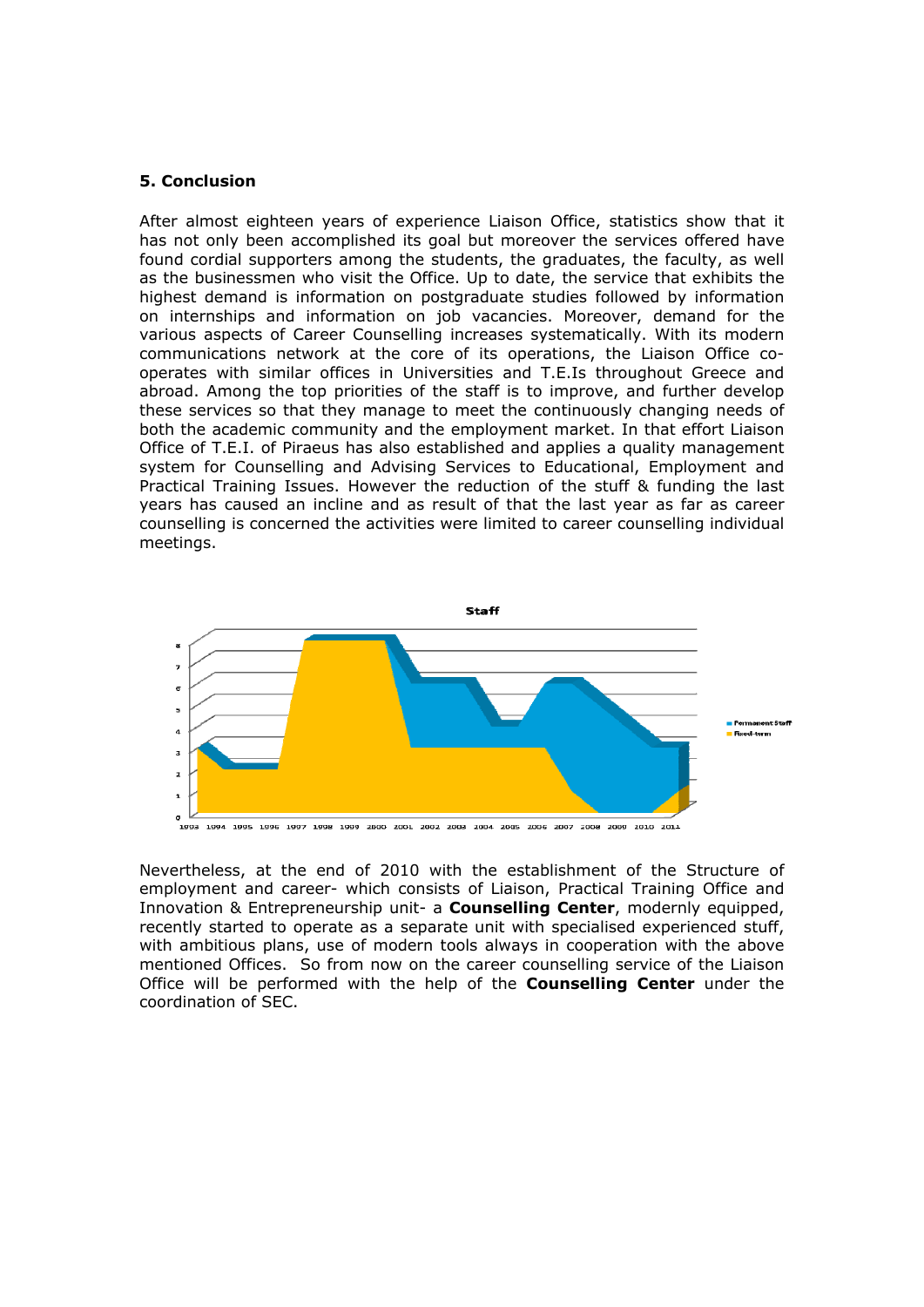### 5. Conclusion

After almost eighteen years of experience Liaison Office, statistics show that it has not only been accomplished its goal but moreover the services offered have found cordial supporters among the students, the graduates, the faculty, as well as the businessmen who visit the Office. Up to date, the service that exhibits the highest demand is information on postgraduate studies followed by information on internships and information on job vacancies. Moreover, demand for the various aspects of Career Counselling increases systematically. With its modern communications network at the core of its operations, the Liaison Office co-operates with similar offices in Universities and T.E.Is throughout Greece and abroad. Among the top priorities of the staff is to improve, and further develop these services so that they manage to meet the continuously changing needs of both the academic community and the employment market. In that effort Liaison Office of T.E.I. of Piraeus has also established and applies a quality management system for Counselling and Advising Services to Educational, Employment and Practical Training Issues. However the reduction of the stuff & funding the last years has caused an incline and as result of that the last year as far as career counselling is concerned the activities were limited to career counselling individual meetings.

Staff

Permanent Staff
Fixed-term

1993 1994 1995 1996 1997 1998 1999 2000 2001 2002 2003 2004 2005 2006 2007 2008 2009 2010 2011

Nevertheless, at the end of 2010 with the establishment of the Structure of employment and career- which consists of Liaison, Practical Training Office and Innovation & Entrepreneurship unit- a **Counselling Center**, modernly equipped, recently started to operate as a separate unit with specialised experienced stuff, with ambitious plans, use of modern tools always in cooperation with the above mentioned Offices. So from now on the career counselling service of the Liaison Office will be performed with the help of the **Counselling Center** under the coordination of SEC.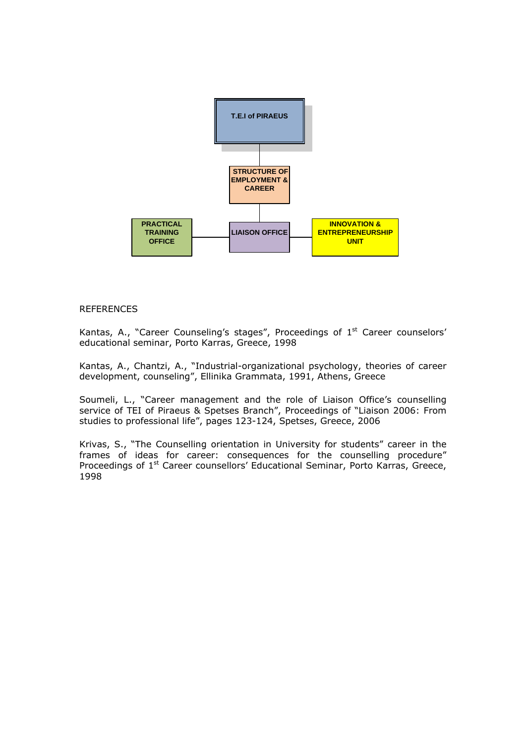T.E.I of PIRAEUS

STRUCTURE OF EMPLOYMENT & CAREER

PRACTICAL TRAINING OFFICE

LIAISON OFFICE

INNOVATION & ENTREPRENEURSHIP UNIT

REFERENCES

Kantas, A., "Career Counseling's stages", Proceedings of 1st Career counselors' educational seminar, Porto Karras, Greece, 1998

Kantas, A., Chantzi, A., "Industrial-organizational psychology, theories of career development, counseling", Ellinika Grammata, 1991, Athens, Greece

Soumeli, L., "Career management and the role of Liaison Office's counselling service of TEI of Piraeus & Spetses Branch", Proceedings of "Liaison 2006: From studies to professional life", pages 123-124, Spetses, Greece, 2006

Krivas, S., "The Counselling orientation in University for students" career in the frames of ideas for career: consequences for the counselling procedure" Proceedings of 1st Career counsellors' Educational Seminar, Porto Karras, Greece, 1998